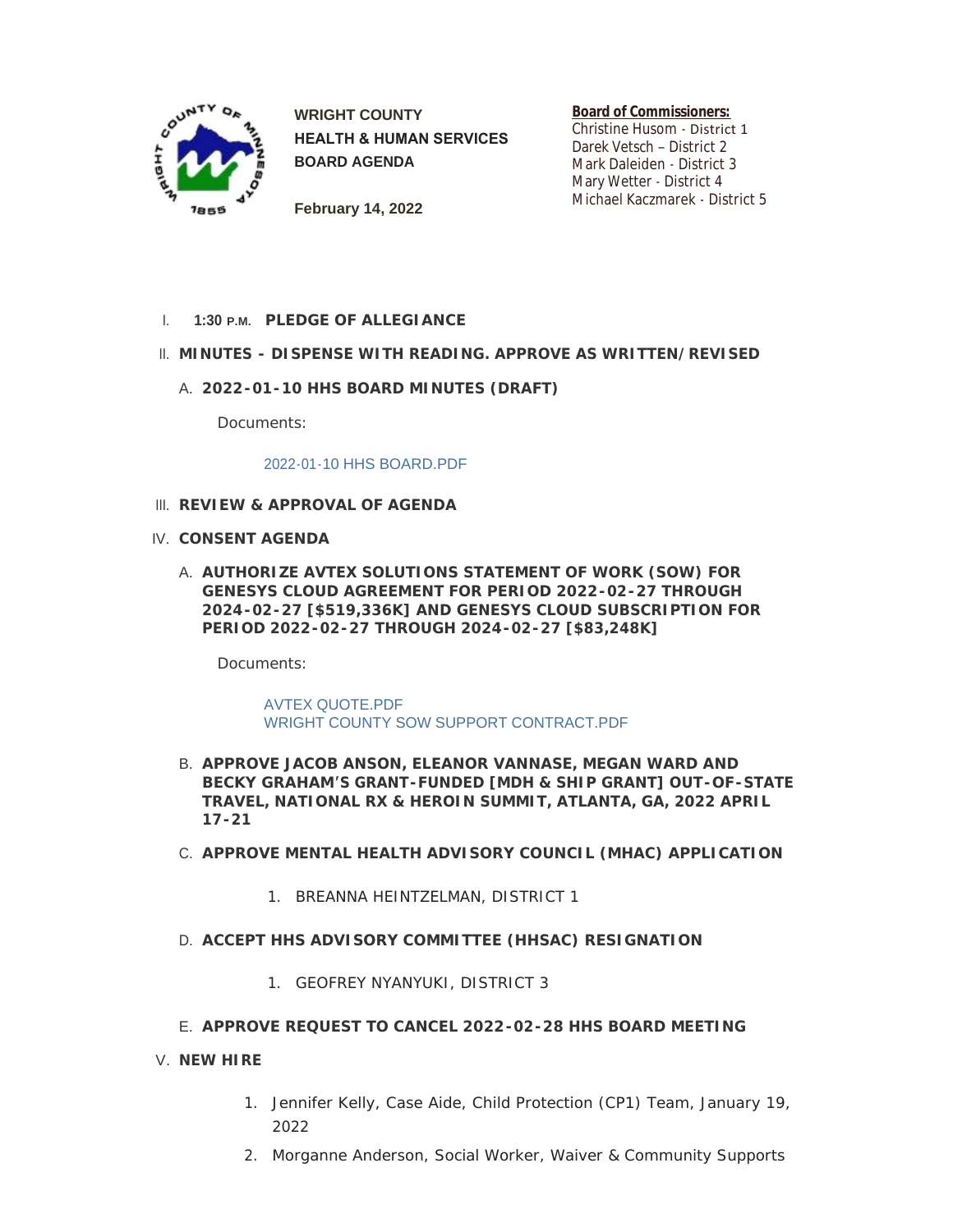**WRIGHT COUNTY**
**HEALTH & HUMAN SERVICES**
**BOARD AGENDA**

**February 14, 2022**

**Board of Commissioners:**
Christine Husom - District 1
Darek Vetsch – District 2
Mark Daleiden - District 3
Mary Wetter - District 4
Michael Kaczmarek - District 5

I. **1:30 P.M. PLEDGE OF ALLEGIANCE**

II. **MINUTES - DISPENSE WITH READING. APPROVE AS WRITTEN/REVISED**

A. **2022-01-10 HHS BOARD MINUTES (DRAFT)**

Documents:

2022-01-10 HHS BOARD.PDF

III. **REVIEW & APPROVAL OF AGENDA**

IV. **CONSENT AGENDA**

A. **AUTHORIZE AVTEX SOLUTIONS STATEMENT OF WORK (SOW) FOR GENESYS CLOUD AGREEMENT FOR PERIOD 2022-02-27 THROUGH 2024-02-27 [$519,336K] AND GENESYS CLOUD SUBSCRIPTION FOR PERIOD 2022-02-27 THROUGH 2024-02-27 [$83,248K]**

Documents:

AVTEX QUOTE.PDF
WRIGHT COUNTY SOW SUPPORT CONTRACT.PDF

B. **APPROVE JACOB ANSON, ELEANOR VANNASE, MEGAN WARD AND BECKY GRAHAM'S GRANT-FUNDED [MDH & SHIP GRANT] OUT-OF-STATE TRAVEL, NATIONAL RX & HEROIN SUMMIT, ATLANTA, GA, 2022 APRIL 17-21**

C. **APPROVE MENTAL HEALTH ADVISORY COUNCIL (MHAC) APPLICATION**

1. BREANNA HEINTZELMAN, DISTRICT 1

D. **ACCEPT HHS ADVISORY COMMITTEE (HHSAC) RESIGNATION**

1. GEOFREY NYANYUKI, DISTRICT 3

E. **APPROVE REQUEST TO CANCEL 2022-02-28 HHS BOARD MEETING**

V. **NEW HIRE**

1. Jennifer Kelly, Case Aide, Child Protection (CP1) Team, January 19, 2022
2. Morganne Anderson, Social Worker, Waiver & Community Supports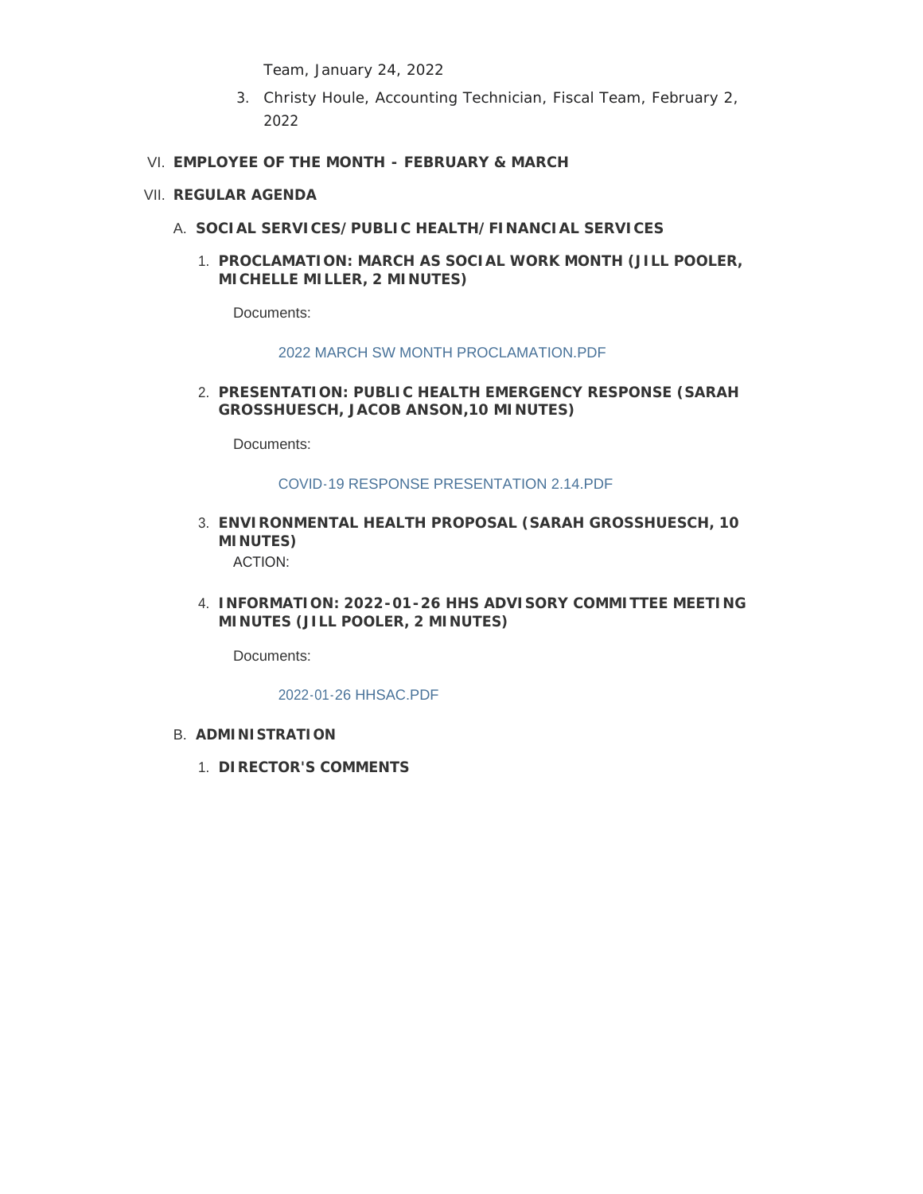Team, January 24, 2022

3. Christy Houle, Accounting Technician, Fiscal Team, February 2, 2022

VI. **EMPLOYEE OF THE MONTH - FEBRUARY & MARCH**

VII. **REGULAR AGENDA**

A. **SOCIAL SERVICES/PUBLIC HEALTH/FINANCIAL SERVICES**

1. **PROCLAMATION: MARCH AS SOCIAL WORK MONTH (JILL POOLER, MICHELLE MILLER, 2 MINUTES)**

   Documents:

   2022 MARCH SW MONTH PROCLAMATION.PDF

2. **PRESENTATION: PUBLIC HEALTH EMERGENCY RESPONSE (SARAH GROSSHUESCH, JACOB ANSON,10 MINUTES)**

   Documents:

   COVID-19 RESPONSE PRESENTATION 2.14.PDF

3. **ENVIRONMENTAL HEALTH PROPOSAL (SARAH GROSSHUESCH, 10 MINUTES)**

   ACTION:

4. **INFORMATION: 2022-01-26 HHS ADVISORY COMMITTEE MEETING MINUTES (JILL POOLER, 2 MINUTES)**

   Documents:

   2022-01-26 HHSAC.PDF

B. **ADMINISTRATION**

1. **DIRECTOR'S COMMENTS**